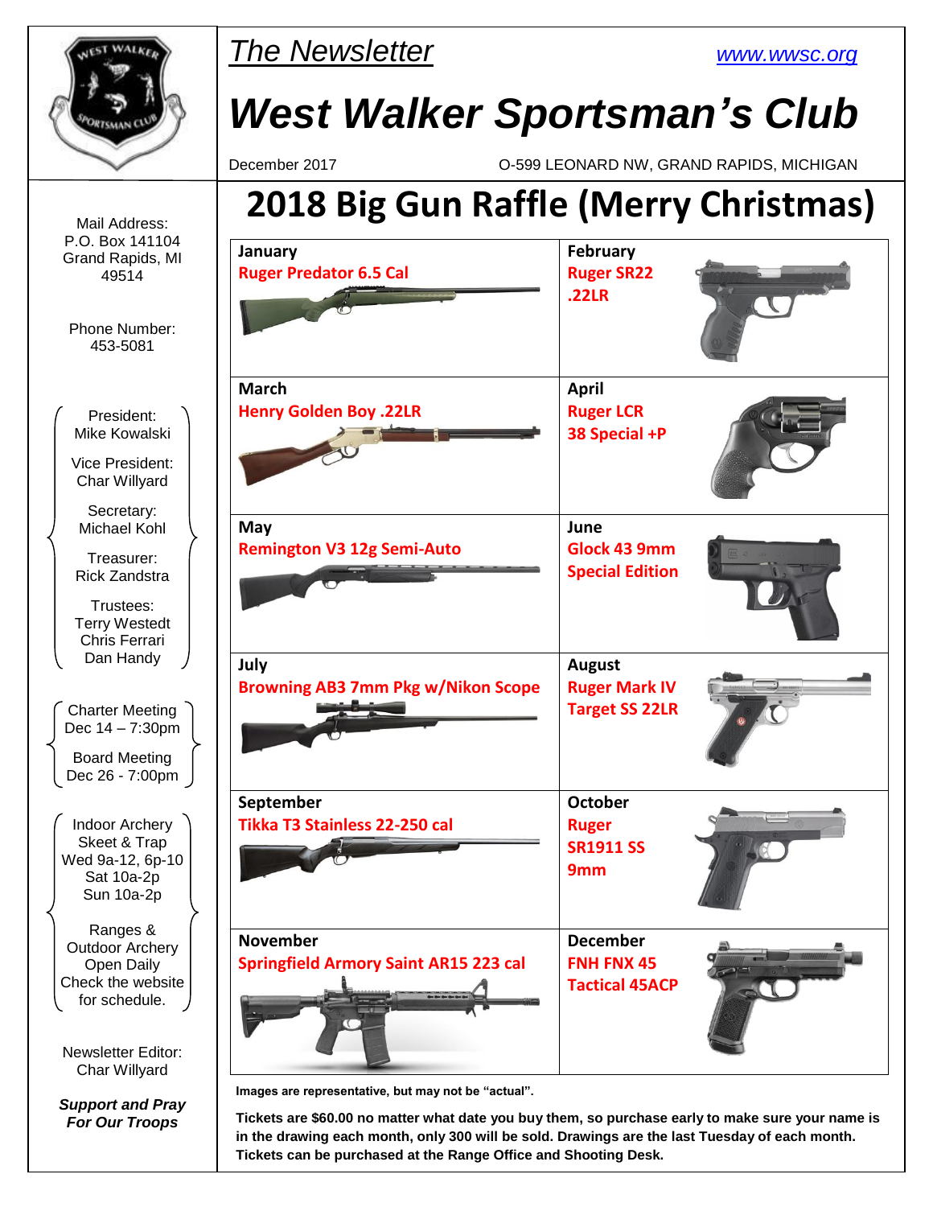*The Newsletter*

www.wwsc.org

# West Walker Sportsman's Club

December 2017 — O-599 LEONARD NW, GRAND RAPIDS, MICHIGAN

## 2018 Big Gun Raffle (Merry Christmas)

| | |
|---|---|
| **January** Ruger Predator 6.5 Cal | **February** Ruger SR22 .22LR |
| **March** Henry Golden Boy .22LR | **April** Ruger LCR 38 Special +P |
| **May** Remington V3 12g Semi-Auto | **June** Glock 43 9mm Special Edition |
| **July** Browning AB3 7mm Pkg w/Nikon Scope | **August** Ruger Mark IV Target SS 22LR |
| **September** Tikka T3 Stainless 22-250 cal | **October** Ruger SR1911 SS 9mm |
| **November** Springfield Armory Saint AR15 223 cal | **December** FNH FNX 45 Tactical 45ACP |

**Images are representative, but may not be "actual".**

**Tickets are $60.00 no matter what date you buy them, so purchase early to make sure your name is in the drawing each month, only 300 will be sold. Drawings are the last Tuesday of each month. Tickets can be purchased at the Range Office and Shooting Desk.**

---

Mail Address:
P.O. Box 141104
Grand Rapids, MI
49514

Phone Number:
453-5081

President:
Mike Kowalski

Vice President:
Char Willyard

Secretary:
Michael Kohl

Treasurer:
Rick Zandstra

Trustees:
Terry Westedt
Chris Ferrari
Dan Handy

Charter Meeting
Dec 14 – 7:30pm

Board Meeting
Dec 26 - 7:00pm

Indoor Archery
Skeet & Trap
Wed 9a-12, 6p-10
Sat 10a-2p
Sun 10a-2p

Ranges &
Outdoor Archery
Open Daily
Check the website
for schedule.

Newsletter Editor:
Char Willyard

***Support and Pray For Our Troops***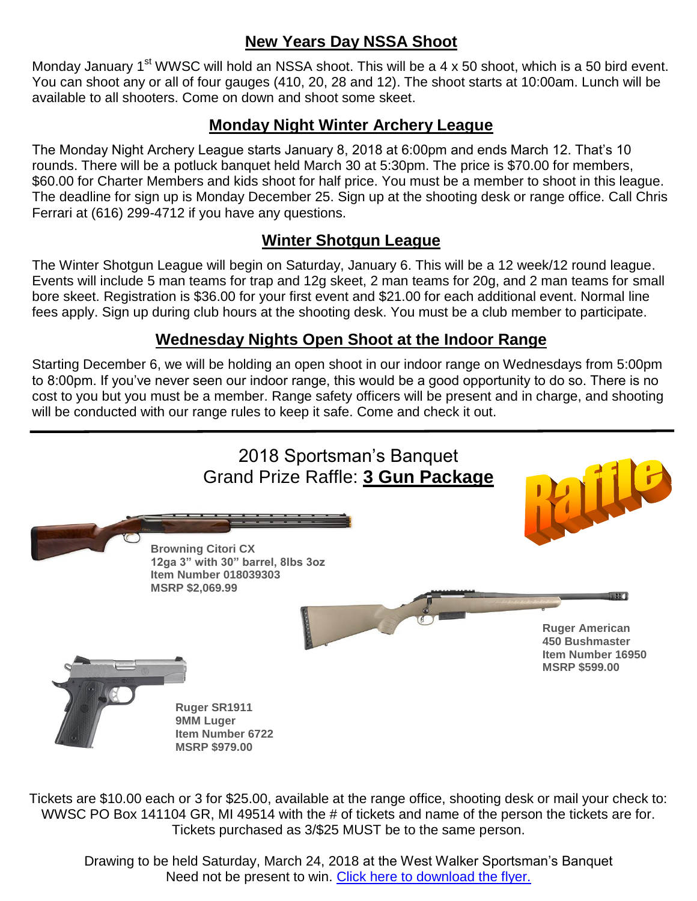## New Years Day NSSA Shoot

Monday January 1st WWSC will hold an NSSA shoot. This will be a 4 x 50 shoot, which is a 50 bird event. You can shoot any or all of four gauges (410, 20, 28 and 12). The shoot starts at 10:00am. Lunch will be available to all shooters. Come on down and shoot some skeet.

## Monday Night Winter Archery League

The Monday Night Archery League starts January 8, 2018 at 6:00pm and ends March 12. That's 10 rounds. There will be a potluck banquet held March 30 at 5:30pm. The price is $70.00 for members, $60.00 for Charter Members and kids shoot for half price. You must be a member to shoot in this league. The deadline for sign up is Monday December 25. Sign up at the shooting desk or range office. Call Chris Ferrari at (616) 299-4712 if you have any questions.

## Winter Shotgun League

The Winter Shotgun League will begin on Saturday, January 6. This will be a 12 week/12 round league. Events will include 5 man teams for trap and 12g skeet, 2 man teams for 20g, and 2 man teams for small bore skeet. Registration is $36.00 for your first event and $21.00 for each additional event. Normal line fees apply. Sign up during club hours at the shooting desk. You must be a club member to participate.

## Wednesday Nights Open Shoot at the Indoor Range

Starting December 6, we will be holding an open shoot in our indoor range on Wednesdays from 5:00pm to 8:00pm. If you've never seen our indoor range, this would be a good opportunity to do so. There is no cost to you but you must be a member. Range safety officers will be present and in charge, and shooting will be conducted with our range rules to keep it safe. Come and check it out.

---

## 2018 Sportsman's Banquet
## Grand Prize Raffle: <u>3 Gun Package</u>

Raffle

**Browning Citori CX**
**12ga 3" with 30" barrel, 8lbs 3oz**
**Item Number 018039303**
**MSRP $2,069.99**

**Ruger American**
**450 Bushmaster**
**Item Number 16950**
**MSRP $599.00**

**Ruger SR1911**
**9MM Luger**
**Item Number 6722**
**MSRP $979.00**

Tickets are $10.00 each or 3 for $25.00, available at the range office, shooting desk or mail your check to: WWSC PO Box 141104 GR, MI 49514 with the # of tickets and name of the person the tickets are for. Tickets purchased as 3/$25 MUST be to the same person.

Drawing to be held Saturday, March 24, 2018 at the West Walker Sportsman's Banquet
Need not be present to win. Click here to download the flyer.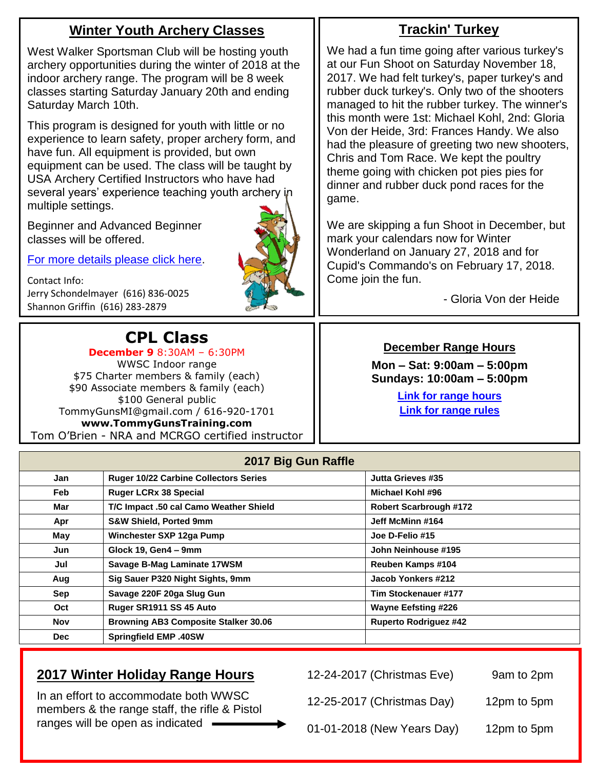## Winter Youth Archery Classes

West Walker Sportsman Club will be hosting youth archery opportunities during the winter of 2018 at the indoor archery range. The program will be 8 week classes starting Saturday January 20th and ending Saturday March 10th.

This program is designed for youth with little or no experience to learn safety, proper archery form, and have fun. All equipment is provided, but own equipment can be used. The class will be taught by USA Archery Certified Instructors who have had several years' experience teaching youth archery in multiple settings.

Beginner and Advanced Beginner classes will be offered.

For more details please click here.

Contact Info:
Jerry Schondelmayer (616) 836-0025
Shannon Griffin (616) 283-2879

## Trackin' Turkey

We had a fun time going after various turkey's at our Fun Shoot on Saturday November 18, 2017. We had felt turkey's, paper turkey's and rubber duck turkey's. Only two of the shooters managed to hit the rubber turkey. The winner's this month were 1st: Michael Kohl, 2nd: Gloria Von der Heide, 3rd: Frances Handy. We also had the pleasure of greeting two new shooters, Chris and Tom Race. We kept the poultry theme going with chicken pot pies pies for dinner and rubber duck pond races for the game.

We are skipping a fun Shoot in December, but mark your calendars now for Winter Wonderland on January 27, 2018 and for Cupid's Commando's on February 17, 2018. Come join the fun.

- Gloria Von der Heide

## CPL Class

**December 9** 8:30AM – 6:30PM
WWSC Indoor range
$75 Charter members & family (each)
$90 Associate members & family (each)
$100 General public
TommyGunsMI@gmail.com / 616-920-1701
**www.TommyGunsTraining.com**
Tom O'Brien - NRA and MCRGO certified instructor

## December Range Hours

**Mon – Sat: 9:00am – 5:00pm**
**Sundays: 10:00am – 5:00pm**

**Link for range hours**
**Link for range rules**

| 2017 Big Gun Raffle | | |
|---|---|---|
| Jan | Ruger 10/22 Carbine Collectors Series | Jutta Grieves #35 |
| Feb | Ruger LCRx 38 Special | Michael Kohl #96 |
| Mar | T/C Impact .50 cal Camo Weather Shield | Robert Scarbrough #172 |
| Apr | S&W Shield, Ported 9mm | Jeff McMinn #164 |
| May | Winchester SXP 12ga Pump | Joe D-Felio #15 |
| Jun | Glock 19, Gen4 – 9mm | John Neinhouse #195 |
| Jul | Savage B-Mag Laminate 17WSM | Reuben Kamps #104 |
| Aug | Sig Sauer P320 Night Sights, 9mm | Jacob Yonkers #212 |
| Sep | Savage 220F 20ga Slug Gun | Tim Stockenauer #177 |
| Oct | Ruger SR1911 SS 45 Auto | Wayne Eefsting #226 |
| Nov | Browning AB3 Composite Stalker 30.06 | Ruperto Rodriguez #42 |
| Dec | Springfield EMP .40SW | |

## 2017 Winter Holiday Range Hours

In an effort to accommodate both WWSC members & the range staff, the rifle & Pistol ranges will be open as indicated →

| Date | Hours |
|---|---|
| 12-24-2017 (Christmas Eve) | 9am to 2pm |
| 12-25-2017 (Christmas Day) | 12pm to 5pm |
| 01-01-2018 (New Years Day) | 12pm to 5pm |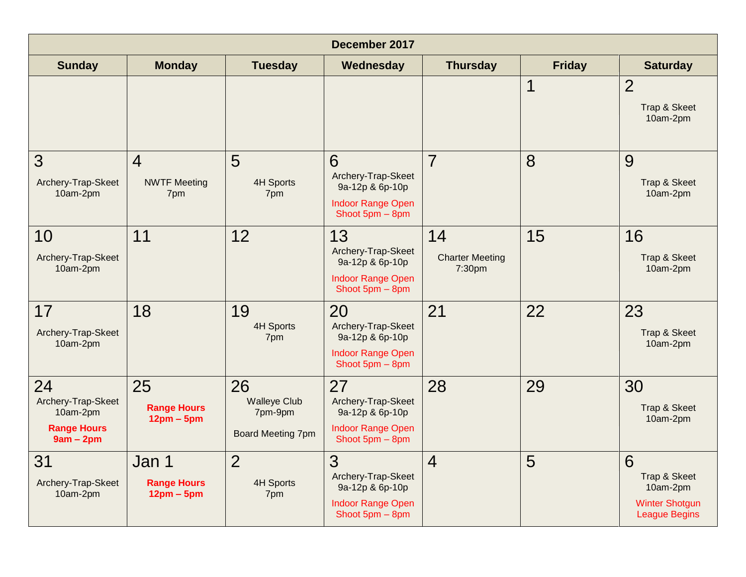| December 2017 | | | | | | |
|---|---|---|---|---|---|---|
| **Sunday** | **Monday** | **Tuesday** | **Wednesday** | **Thursday** | **Friday** | **Saturday** |
| | | | | | 1 | 2<br>Trap & Skeet<br>10am-2pm |
| 3<br>Archery-Trap-Skeet<br>10am-2pm | 4<br>NWTF Meeting<br>7pm | 5<br>4H Sports<br>7pm | 6<br>Archery-Trap-Skeet<br>9a-12p & 6p-10p<br>Indoor Range Open Shoot 5pm – 8pm | 7 | 8 | 9<br>Trap & Skeet<br>10am-2pm |
| 10<br>Archery-Trap-Skeet<br>10am-2pm | 11 | 12 | 13<br>Archery-Trap-Skeet<br>9a-12p & 6p-10p<br>Indoor Range Open Shoot 5pm – 8pm | 14<br>Charter Meeting<br>7:30pm | 15 | 16<br>Trap & Skeet<br>10am-2pm |
| 17<br>Archery-Trap-Skeet<br>10am-2pm | 18 | 19<br>4H Sports<br>7pm | 20<br>Archery-Trap-Skeet<br>9a-12p & 6p-10p<br>Indoor Range Open Shoot 5pm – 8pm | 21 | 22 | 23<br>Trap & Skeet<br>10am-2pm |
| 24<br>Archery-Trap-Skeet<br>10am-2pm<br>**Range Hours 9am – 2pm** | 25<br>**Range Hours 12pm – 5pm** | 26<br>Walleye Club<br>7pm-9pm<br>Board Meeting 7pm | 27<br>Archery-Trap-Skeet<br>9a-12p & 6p-10p<br>Indoor Range Open Shoot 5pm – 8pm | 28 | 29 | 30<br>Trap & Skeet<br>10am-2pm |
| 31<br>Archery-Trap-Skeet<br>10am-2pm | Jan 1<br>**Range Hours 12pm – 5pm** | 2<br>4H Sports<br>7pm | 3<br>Archery-Trap-Skeet<br>9a-12p & 6p-10p<br>Indoor Range Open Shoot 5pm – 8pm | 4 | 5 | 6<br>Trap & Skeet<br>10am-2pm<br>Winter Shotgun League Begins |